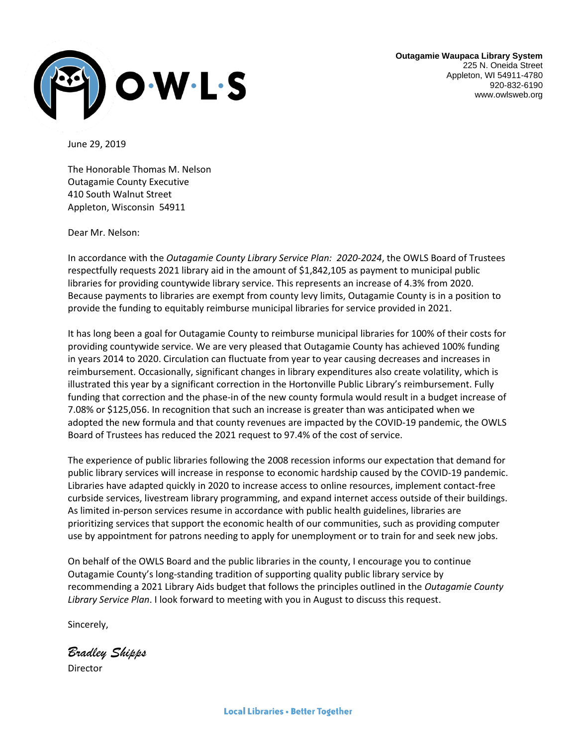**Outagamie Waupaca Library System**
225 N. Oneida Street
Appleton, WI 54911-4780
920-832-6190
www.owlsweb.org

June 29, 2019

The Honorable Thomas M. Nelson
Outagamie County Executive
410 South Walnut Street
Appleton, Wisconsin 54911

Dear Mr. Nelson:

In accordance with the *Outagamie County Library Service Plan: 2020-2024*, the OWLS Board of Trustees respectfully requests 2021 library aid in the amount of $1,842,105 as payment to municipal public libraries for providing countywide library service. This represents an increase of 4.3% from 2020. Because payments to libraries are exempt from county levy limits, Outagamie County is in a position to provide the funding to equitably reimburse municipal libraries for service provided in 2021.

It has long been a goal for Outagamie County to reimburse municipal libraries for 100% of their costs for providing countywide service. We are very pleased that Outagamie County has achieved 100% funding in years 2014 to 2020. Circulation can fluctuate from year to year causing decreases and increases in reimbursement. Occasionally, significant changes in library expenditures also create volatility, which is illustrated this year by a significant correction in the Hortonville Public Library's reimbursement. Fully funding that correction and the phase-in of the new county formula would result in a budget increase of 7.08% or $125,056. In recognition that such an increase is greater than was anticipated when we adopted the new formula and that county revenues are impacted by the COVID-19 pandemic, the OWLS Board of Trustees has reduced the 2021 request to 97.4% of the cost of service.

The experience of public libraries following the 2008 recession informs our expectation that demand for public library services will increase in response to economic hardship caused by the COVID-19 pandemic. Libraries have adapted quickly in 2020 to increase access to online resources, implement contact-free curbside services, livestream library programming, and expand internet access outside of their buildings. As limited in-person services resume in accordance with public health guidelines, libraries are prioritizing services that support the economic health of our communities, such as providing computer use by appointment for patrons needing to apply for unemployment or to train for and seek new jobs.

On behalf of the OWLS Board and the public libraries in the county, I encourage you to continue Outagamie County's long-standing tradition of supporting quality public library service by recommending a 2021 Library Aids budget that follows the principles outlined in the *Outagamie County Library Service Plan*. I look forward to meeting with you in August to discuss this request.

Sincerely,

*Bradley Shipps*
Director

Local Libraries • Better Together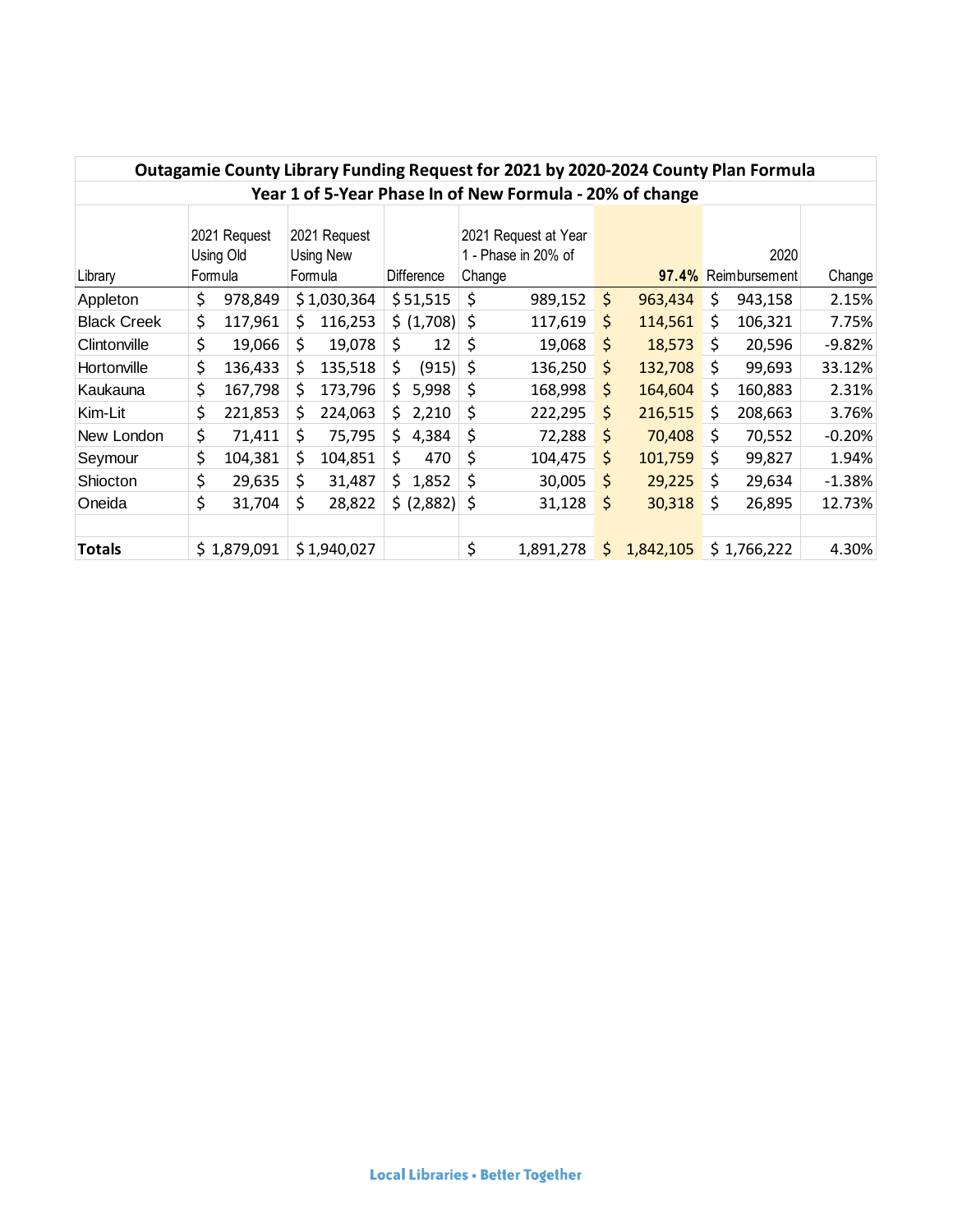| Outagamie County Library Funding Request for 2021 by 2020-2024 County Plan Formula | | | | | | | |
|---|---|---|---|---|---|---|---|
| Year 1 of 5-Year Phase In of New Formula - 20% of change | | | | | | | |
| Library | 2021 Request Using Old Formula | 2021 Request Using New Formula | Difference | 2021 Request at Year 1 - Phase in 20% of Change | 97.4% | 2020 Reimbursement | Change |
| Appleton | $ 978,849 | $ 1,030,364 | $ 51,515 | $ 989,152 | $ 963,434 | $ 943,158 | 2.15% |
| Black Creek | $ 117,961 | $ 116,253 | $ (1,708) | $ 117,619 | $ 114,561 | $ 106,321 | 7.75% |
| Clintonville | $ 19,066 | $ 19,078 | $ 12 | $ 19,068 | $ 18,573 | $ 20,596 | -9.82% |
| Hortonville | $ 136,433 | $ 135,518 | $ (915) | $ 136,250 | $ 132,708 | $ 99,693 | 33.12% |
| Kaukauna | $ 167,798 | $ 173,796 | $ 5,998 | $ 168,998 | $ 164,604 | $ 160,883 | 2.31% |
| Kim-Lit | $ 221,853 | $ 224,063 | $ 2,210 | $ 222,295 | $ 216,515 | $ 208,663 | 3.76% |
| New London | $ 71,411 | $ 75,795 | $ 4,384 | $ 72,288 | $ 70,408 | $ 70,552 | -0.20% |
| Seymour | $ 104,381 | $ 104,851 | $ 470 | $ 104,475 | $ 101,759 | $ 99,827 | 1.94% |
| Shiocton | $ 29,635 | $ 31,487 | $ 1,852 | $ 30,005 | $ 29,225 | $ 29,634 | -1.38% |
| Oneida | $ 31,704 | $ 28,822 | $ (2,882) | $ 31,128 | $ 30,318 | $ 26,895 | 12.73% |
| | | | | | | | |
| **Totals** | $ 1,879,091 | $ 1,940,027 | | $ 1,891,278 | $ 1,842,105 | $ 1,766,222 | 4.30% |

Local Libraries • Better Together